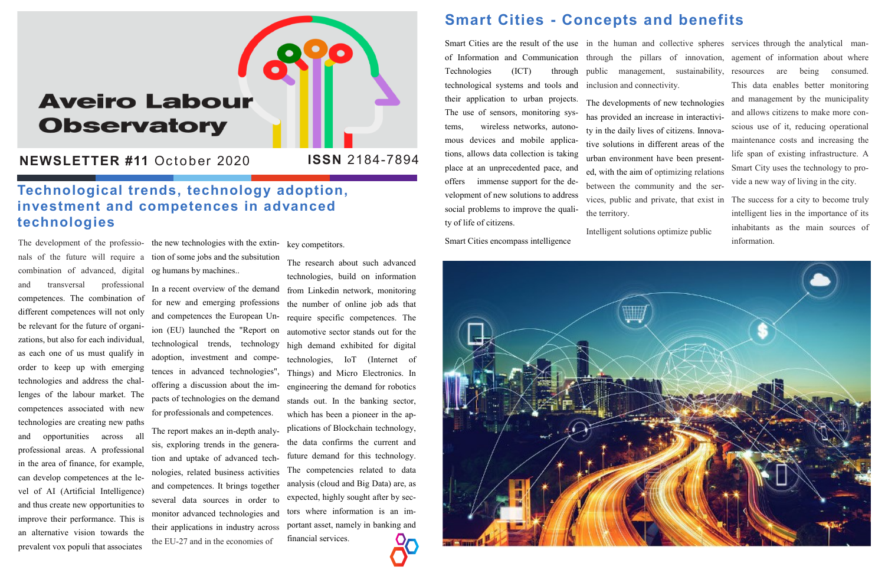# Aveiro Labour Observatory

**NEWSLETTER #11** October 2020 **ISSN** 2184-7894

## Technological trends, technology adoption, investment and competences in advanced technologies

The development of the professionals of the future will require a combination of advanced, digital and transversal professional competences. The combination of different competences will not only be relevant for the future of organizations, but also for each individual, as each one of us must qualify in order to keep up with emerging technologies and address the challenges of the labour market. The competences associated with new technologies are creating new paths and opportunities across all professional areas. A professional in the area of finance, for example, can develop competences at the level of AI (Artificial Intelligence) and thus create new opportunities to improve their performance. This is an alternative vision towards the prevalent vox populi that associates the new technologies with the extintion of some jobs and the subsitution og humans by machines..

In a recent overview of the demand for new and emerging professions and competences the European Union (EU) launched the "Report on technological trends, technology adoption, investment and competences in advanced technologies", offering a discussion about the impacts of technologies on the demand for professionals and competences.

The report makes an in-depth analysis, exploring trends in the generation and uptake of advanced technologies, related business activities and competences. It brings together several data sources in order to monitor advanced technologies and their applications in industry across the EU-27 and in the economies of key competitors.

The research about such advanced technologies, build on information from Linkedin network, monitoring the number of online job ads that require specific competences. The automotive sector stands out for the high demand exhibited for digital technologies, IoT (Internet of Things) and Micro Electronics. In engineering the demand for robotics stands out. In the banking sector, which has been a pioneer in the applications of Blockchain technology, the data confirms the current and future demand for this technology. The competencies related to data analysis (cloud and Big Data) are, as expected, highly sought after by sectors where information is an important asset, namely in banking and financial services.

## Smart Cities - Concepts and benefits

Smart Cities are the result of the use of Information and Communication Technologies (ICT) through technological systems and tools and their application to urban projects. The use of sensors, monitoring systems, wireless networks, autonomous devices and mobile applications, allows data collection is taking place at an unprecedented pace, and offers immense support for the development of new solutions to address social problems to improve the quality of life of citizens.

Smart Cities encompass intelligence in the human and collective spheres through the pillars of innovation, public management, sustainability, inclusion and connectivity.

The developments of new technologies has provided an increase in interactivity in the daily lives of citizens. Innovative solutions in different areas of the urban environment have been presented, with the aim of optimizing relations between the community and the services, public and private, that exist in the territory.

Intelligent solutions optimize public services through the analytical management of information about where resources are being consumed. This data enables better monitoring and management by the municipality and allows citizens to make more conscious use of it, reducing operational maintenance costs and increasing the life span of existing infrastructure. A Smart City uses the technology to provide a new way of living in the city.

The success for a city to become truly intelligent lies in the importance of its inhabitants as the main sources of information.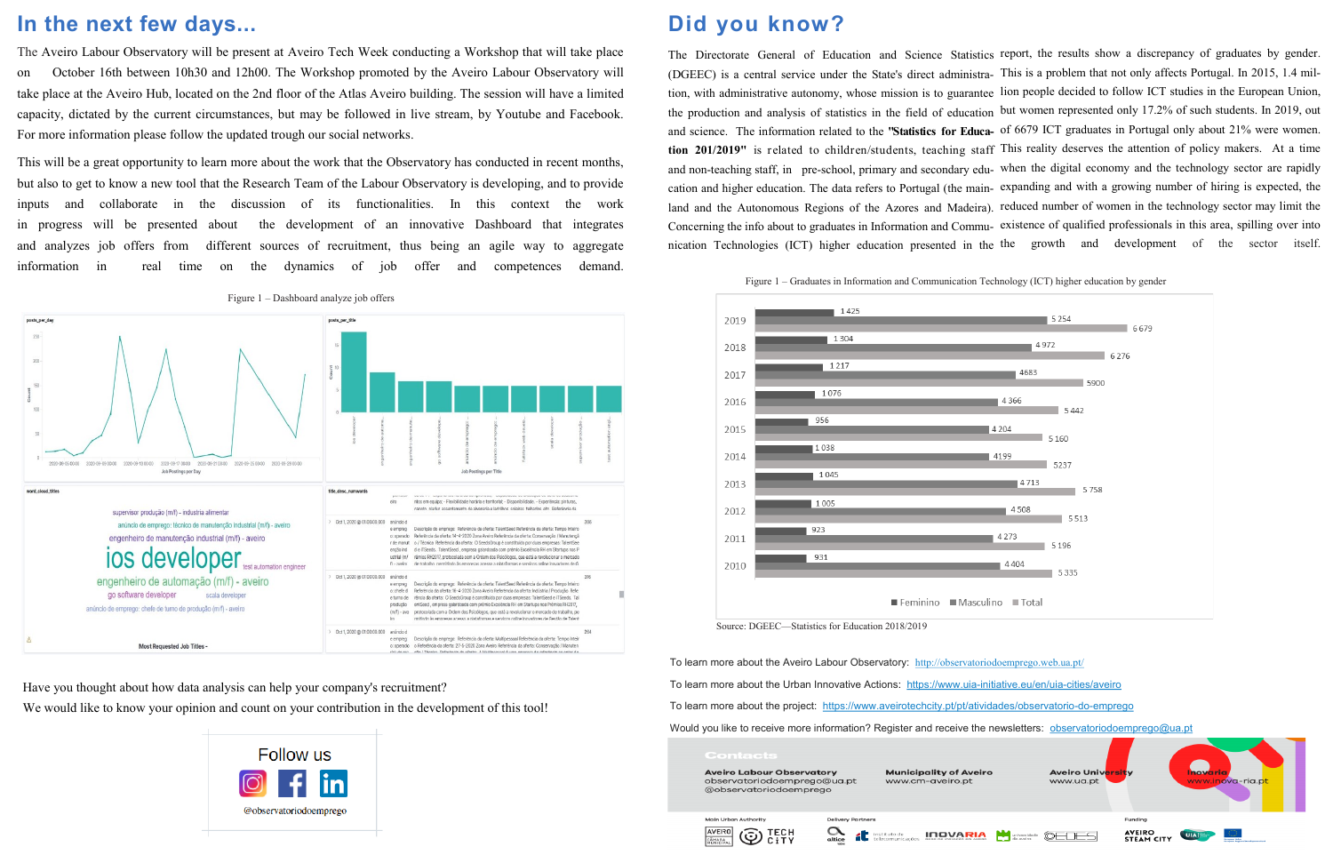## In the next few days...

The Aveiro Labour Observatory will be present at Aveiro Tech Week conducting a Workshop that will take place on October 16th between 10h30 and 12h00. The Workshop promoted by the Aveiro Labour Observatory will take place at the Aveiro Hub, located on the 2nd floor of the Atlas Aveiro building. The session will have a limited capacity, dictated by the current circumstances, but may be followed in live stream, by Youtube and Facebook. For more information please follow the updated trough our social networks.

This will be a great opportunity to learn more about the work that the Observatory has conducted in recent months, but also to get to know a new tool that the Research Team of the Labour Observatory is developing, and to provide inputs and collaborate in the discussion of its functionalities. In this context the work in progress will be presented about the development of an innovative Dashboard that integrates and analyzes job offers from different sources of recruitment, thus being an agile way to aggregate information in real time on the dynamics of job offer and competences demand.

Figure 1 – Dashboard analyze job offers

Have you thought about how data analysis can help your company's recruitment?

We would like to know your opinion and count on your contribution in the development of this tool!

Follow us

@observatoriodoemprego

## Did you know?

The Directorate General of Education and Science Statistics (DGEEC) is a central service under the State's direct administration, with administrative autonomy, whose mission is to guarantee the production and analysis of statistics in the field of education and science. The information related to the **"Statistics for Education 201/2019"** is related to children/students, teaching staff and non-teaching staff, in pre-school, primary and secondary education and higher education. The data refers to Portugal (the mainland and the Autonomous Regions of the Azores and Madeira). Concerning the info about to graduates in Information and Communication Technologies (ICT) higher education presented in the report, the results show a discrepancy of graduates by gender. This is a problem that not only affects Portugal. In 2015, 1.4 million people decided to follow ICT studies in the European Union, but women represented only 17.2% of such students. In 2019, out of 6679 ICT graduates in Portugal only about 21% were women. This reality deserves the attention of policy makers. At a time when the digital economy and the technology sector are rapidly expanding and with a growing number of hiring is expected, the reduced number of women in the technology sector may limit the existence of qualified professionals in this area, spilling over into the growth and development of the sector itself.

Figure 1 – Graduates in Information and Communication Technology (ICT) higher education by gender

2019: 1 425, 5 254, 6 679
2018: 1 304, 4 972, 6 276
2017: 1 217, 4683, 5900
2016: 1 076, 4 366, 5 442
2015: 956, 4 204, 5 160
2014: 1 038, 4199, 5237
2013: 1 045, 4 713, 5 758
2012: 1 005, 4 508, 5 513
2011: 923, 4 273, 5 196
2010: 931, 4 404, 5 335

Feminino, Masculino, Total

Source: DGEEC—Statistics for Education 2018/2019

To learn more about the Aveiro Labour Observatory: http://observatoriodoemprego.web.ua.pt/

To learn more about the Urban Innovative Actions: https://www.uia-initiative.eu/en/uia-cities/aveiro

To learn more about the project: https://www.aveirotechcity.pt/pt/atividades/observatorio-do-emprego

Would you like to receive more information? Register and receive the newsletters: observatoriodoemprego@ua.pt

**Contacts**

Aveiro Labour Observatory
observatoriodoemprego@ua.pt
@observatoriodoemprego

Municipality of Aveiro
www.cm-aveiro.pt

Aveiro University
www.ua.pt

Inovaria
www.inova-ria.pt

Main Urban Authority — Delivery Partners — Funding